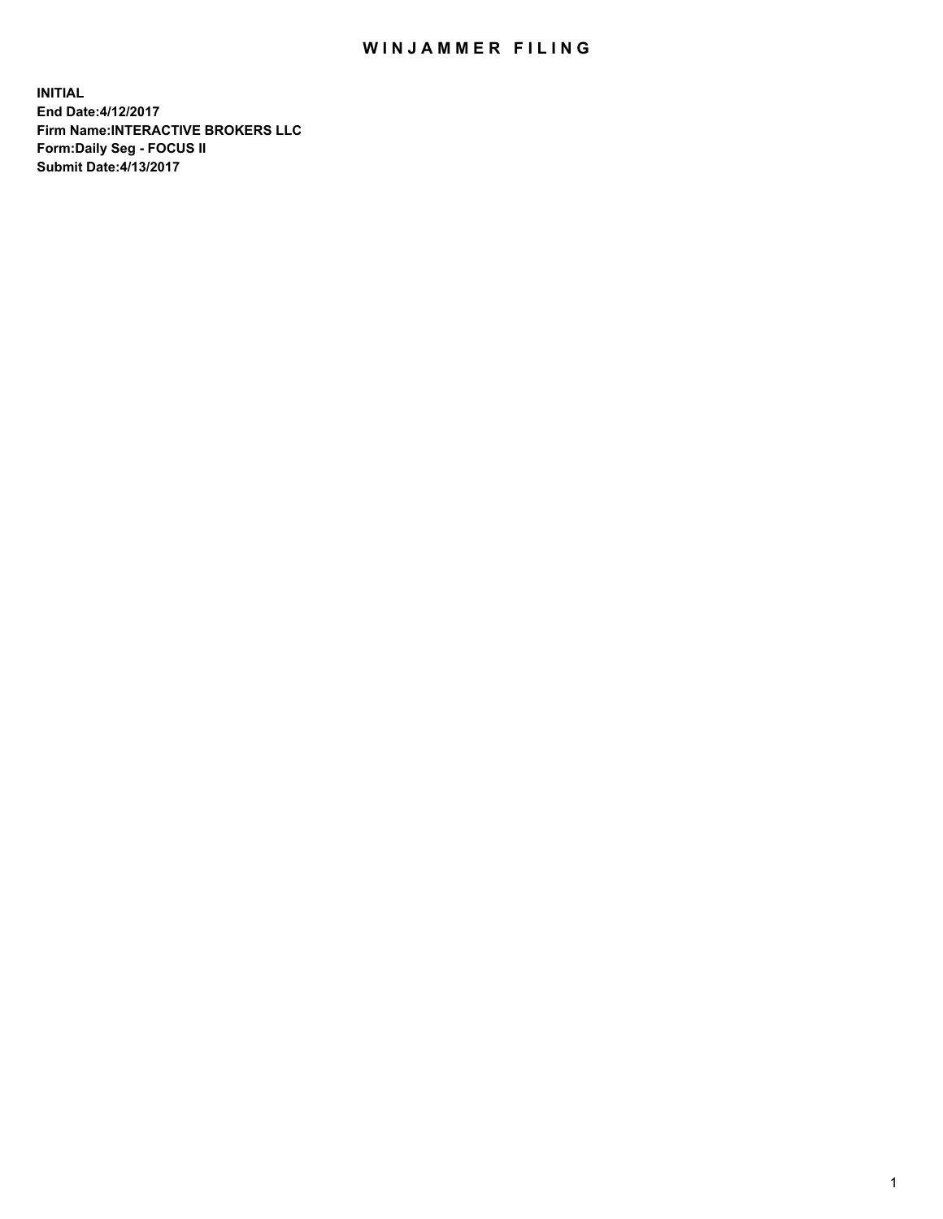# WINJAMMER FILING

**INITIAL**
**End Date:4/12/2017**
**Firm Name:INTERACTIVE BROKERS LLC**
**Form:Daily Seg - FOCUS II**
**Submit Date:4/13/2017**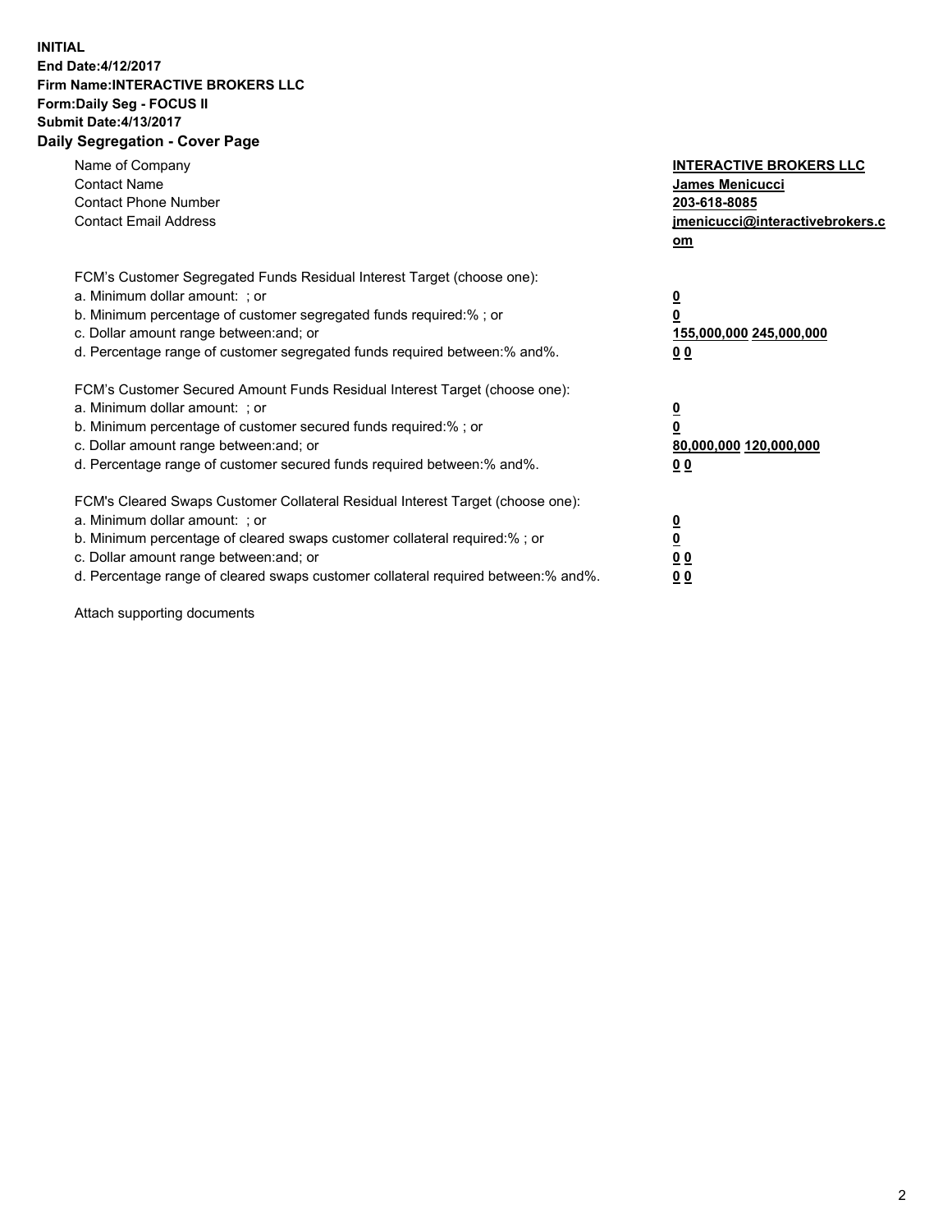**INITIAL**
**End Date:4/12/2017**
**Firm Name:INTERACTIVE BROKERS LLC**
**Form:Daily Seg - FOCUS II**
**Submit Date:4/13/2017**
**Daily Segregation - Cover Page**

| | |
|---|---|
| Name of Company | **INTERACTIVE BROKERS LLC** |
| Contact Name | **James Menicucci** |
| Contact Phone Number | **203-618-8085** |
| Contact Email Address | **jmenicucci@interactivebrokers.com** |

FCM's Customer Segregated Funds Residual Interest Target (choose one):

| | |
|---|---|
| a. Minimum dollar amount: ; or | **0** |
| b. Minimum percentage of customer segregated funds required:% ; or | **0** |
| c. Dollar amount range between:and; or | **155,000,000 245,000,000** |
| d. Percentage range of customer segregated funds required between:% and%. | **0 0** |

FCM's Customer Secured Amount Funds Residual Interest Target (choose one):

| | |
|---|---|
| a. Minimum dollar amount: ; or | **0** |
| b. Minimum percentage of customer secured funds required:% ; or | **0** |
| c. Dollar amount range between:and; or | **80,000,000 120,000,000** |
| d. Percentage range of customer secured funds required between:% and%. | **0 0** |

FCM's Cleared Swaps Customer Collateral Residual Interest Target (choose one):

| | |
|---|---|
| a. Minimum dollar amount: ; or | **0** |
| b. Minimum percentage of cleared swaps customer collateral required:% ; or | **0** |
| c. Dollar amount range between:and; or | **0 0** |
| d. Percentage range of cleared swaps customer collateral required between:% and%. | **0 0** |

Attach supporting documents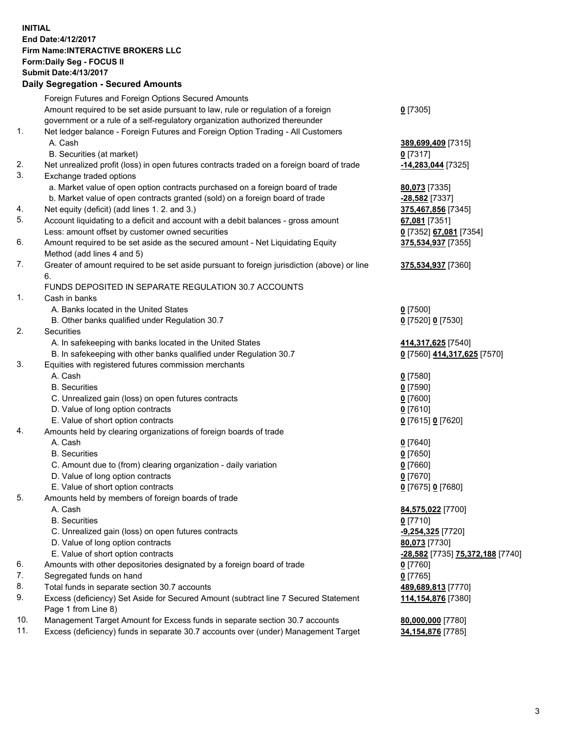**INITIAL**
**End Date:4/12/2017**
**Firm Name:INTERACTIVE BROKERS LLC**
**Form:Daily Seg - FOCUS II**
**Submit Date:4/13/2017**
**Daily Segregation - Secured Amounts**

| | | |
|---|---|---|
| | Foreign Futures and Foreign Options Secured Amounts | |
| | Amount required to be set aside pursuant to law, rule or regulation of a foreign government or a rule of a self-regulatory organization authorized thereunder | **0** [7305] |
| 1. | Net ledger balance - Foreign Futures and Foreign Option Trading - All Customers | |
| | A. Cash | **389,699,409** [7315] |
| | B. Securities (at market) | **0** [7317] |
| 2. | Net unrealized profit (loss) in open futures contracts traded on a foreign board of trade | **-14,283,044** [7325] |
| 3. | Exchange traded options | |
| | a. Market value of open option contracts purchased on a foreign board of trade | **80,073** [7335] |
| | b. Market value of open contracts granted (sold) on a foreign board of trade | **-28,582** [7337] |
| 4. | Net equity (deficit) (add lines 1. 2. and 3.) | **375,467,856** [7345] |
| 5. | Account liquidating to a deficit and account with a debit balances - gross amount | **67,081** [7351] |
| | Less: amount offset by customer owned securities | **0** [7352] **67,081** [7354] |
| 6. | Amount required to be set aside as the secured amount - Net Liquidating Equity Method (add lines 4 and 5) | **375,534,937** [7355] |
| 7. | Greater of amount required to be set aside pursuant to foreign jurisdiction (above) or line 6. | **375,534,937** [7360] |
| | FUNDS DEPOSITED IN SEPARATE REGULATION 30.7 ACCOUNTS | |
| 1. | Cash in banks | |
| | A. Banks located in the United States | **0** [7500] |
| | B. Other banks qualified under Regulation 30.7 | **0** [7520] **0** [7530] |
| 2. | Securities | |
| | A. In safekeeping with banks located in the United States | **414,317,625** [7540] |
| | B. In safekeeping with other banks qualified under Regulation 30.7 | **0** [7560] **414,317,625** [7570] |
| 3. | Equities with registered futures commission merchants | |
| | A. Cash | **0** [7580] |
| | B. Securities | **0** [7590] |
| | C. Unrealized gain (loss) on open futures contracts | **0** [7600] |
| | D. Value of long option contracts | **0** [7610] |
| | E. Value of short option contracts | **0** [7615] **0** [7620] |
| 4. | Amounts held by clearing organizations of foreign boards of trade | |
| | A. Cash | **0** [7640] |
| | B. Securities | **0** [7650] |
| | C. Amount due to (from) clearing organization - daily variation | **0** [7660] |
| | D. Value of long option contracts | **0** [7670] |
| | E. Value of short option contracts | **0** [7675] **0** [7680] |
| 5. | Amounts held by members of foreign boards of trade | |
| | A. Cash | **84,575,022** [7700] |
| | B. Securities | **0** [7710] |
| | C. Unrealized gain (loss) on open futures contracts | **-9,254,325** [7720] |
| | D. Value of long option contracts | **80,073** [7730] |
| | E. Value of short option contracts | **-28,582** [7735] **75,372,188** [7740] |
| 6. | Amounts with other depositories designated by a foreign board of trade | **0** [7760] |
| 7. | Segregated funds on hand | **0** [7765] |
| 8. | Total funds in separate section 30.7 accounts | **489,689,813** [7770] |
| 9. | Excess (deficiency) Set Aside for Secured Amount (subtract line 7 Secured Statement Page 1 from Line 8) | **114,154,876** [7380] |
| 10. | Management Target Amount for Excess funds in separate section 30.7 accounts | **80,000,000** [7780] |
| 11. | Excess (deficiency) funds in separate 30.7 accounts over (under) Management Target | **34,154,876** [7785] |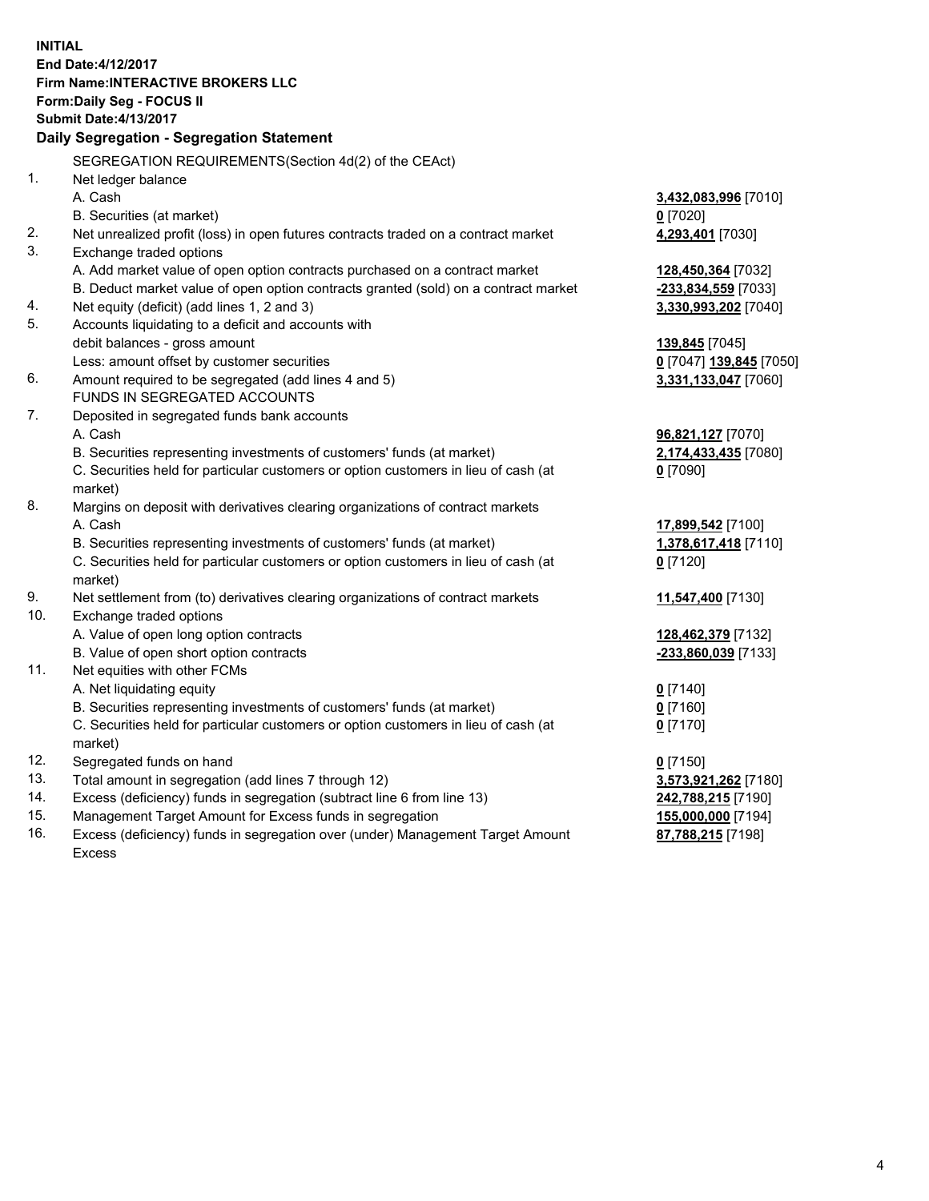**INITIAL**
**End Date:4/12/2017**
**Firm Name:INTERACTIVE BROKERS LLC**
**Form:Daily Seg - FOCUS II**
**Submit Date:4/13/2017**

## Daily Segregation - Segregation Statement

SEGREGATION REQUIREMENTS(Section 4d(2) of the CEAct)

| | | |
|---|---|---|
| 1. | Net ledger balance | |
| | A. Cash | **3,432,083,996** [7010] |
| | B. Securities (at market) | **0** [7020] |
| 2. | Net unrealized profit (loss) in open futures contracts traded on a contract market | **4,293,401** [7030] |
| 3. | Exchange traded options | |
| | A. Add market value of open option contracts purchased on a contract market | **128,450,364** [7032] |
| | B. Deduct market value of open option contracts granted (sold) on a contract market | **-233,834,559** [7033] |
| 4. | Net equity (deficit) (add lines 1, 2 and 3) | **3,330,993,202** [7040] |
| 5. | Accounts liquidating to a deficit and accounts with | |
| | debit balances - gross amount | **139,845** [7045] |
| | Less: amount offset by customer securities | **0** [7047] **139,845** [7050] |
| 6. | Amount required to be segregated (add lines 4 and 5) | **3,331,133,047** [7060] |
| | FUNDS IN SEGREGATED ACCOUNTS | |
| 7. | Deposited in segregated funds bank accounts | |
| | A. Cash | **96,821,127** [7070] |
| | B. Securities representing investments of customers' funds (at market) | **2,174,433,435** [7080] |
| | C. Securities held for particular customers or option customers in lieu of cash (at market) | **0** [7090] |
| 8. | Margins on deposit with derivatives clearing organizations of contract markets | |
| | A. Cash | **17,899,542** [7100] |
| | B. Securities representing investments of customers' funds (at market) | **1,378,617,418** [7110] |
| | C. Securities held for particular customers or option customers in lieu of cash (at market) | **0** [7120] |
| 9. | Net settlement from (to) derivatives clearing organizations of contract markets | **11,547,400** [7130] |
| 10. | Exchange traded options | |
| | A. Value of open long option contracts | **128,462,379** [7132] |
| | B. Value of open short option contracts | **-233,860,039** [7133] |
| 11. | Net equities with other FCMs | |
| | A. Net liquidating equity | **0** [7140] |
| | B. Securities representing investments of customers' funds (at market) | **0** [7160] |
| | C. Securities held for particular customers or option customers in lieu of cash (at market) | **0** [7170] |
| 12. | Segregated funds on hand | **0** [7150] |
| 13. | Total amount in segregation (add lines 7 through 12) | **3,573,921,262** [7180] |
| 14. | Excess (deficiency) funds in segregation (subtract line 6 from line 13) | **242,788,215** [7190] |
| 15. | Management Target Amount for Excess funds in segregation | **155,000,000** [7194] |
| 16. | Excess (deficiency) funds in segregation over (under) Management Target Amount Excess | **87,788,215** [7198] |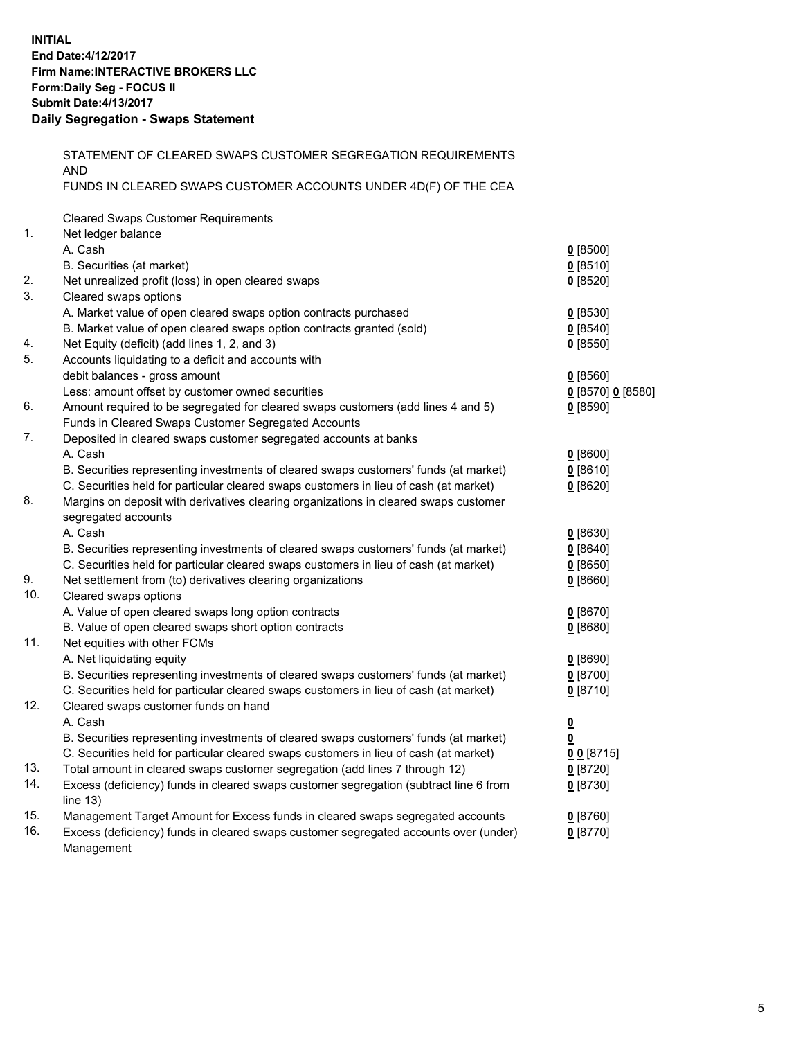**INITIAL**
**End Date:4/12/2017**
**Firm Name:INTERACTIVE BROKERS LLC**
**Form:Daily Seg - FOCUS II**
**Submit Date:4/13/2017**
**Daily Segregation - Swaps Statement**

STATEMENT OF CLEARED SWAPS CUSTOMER SEGREGATION REQUIREMENTS AND FUNDS IN CLEARED SWAPS CUSTOMER ACCOUNTS UNDER 4D(F) OF THE CEA

| | | |
|---|---|---|
| | Cleared Swaps Customer Requirements | |
| 1. | Net ledger balance | |
| | A. Cash | 0 [8500] |
| | B. Securities (at market) | 0 [8510] |
| 2. | Net unrealized profit (loss) in open cleared swaps | 0 [8520] |
| 3. | Cleared swaps options | |
| | A. Market value of open cleared swaps option contracts purchased | 0 [8530] |
| | B. Market value of open cleared swaps option contracts granted (sold) | 0 [8540] |
| 4. | Net Equity (deficit) (add lines 1, 2, and 3) | 0 [8550] |
| 5. | Accounts liquidating to a deficit and accounts with | |
| | debit balances - gross amount | 0 [8560] |
| | Less: amount offset by customer owned securities | 0 [8570] 0 [8580] |
| 6. | Amount required to be segregated for cleared swaps customers (add lines 4 and 5) | 0 [8590] |
| | Funds in Cleared Swaps Customer Segregated Accounts | |
| 7. | Deposited in cleared swaps customer segregated accounts at banks | |
| | A. Cash | 0 [8600] |
| | B. Securities representing investments of cleared swaps customers' funds (at market) | 0 [8610] |
| | C. Securities held for particular cleared swaps customers in lieu of cash (at market) | 0 [8620] |
| 8. | Margins on deposit with derivatives clearing organizations in cleared swaps customer segregated accounts | |
| | A. Cash | 0 [8630] |
| | B. Securities representing investments of cleared swaps customers' funds (at market) | 0 [8640] |
| | C. Securities held for particular cleared swaps customers in lieu of cash (at market) | 0 [8650] |
| 9. | Net settlement from (to) derivatives clearing organizations | 0 [8660] |
| 10. | Cleared swaps options | |
| | A. Value of open cleared swaps long option contracts | 0 [8670] |
| | B. Value of open cleared swaps short option contracts | 0 [8680] |
| 11. | Net equities with other FCMs | |
| | A. Net liquidating equity | 0 [8690] |
| | B. Securities representing investments of cleared swaps customers' funds (at market) | 0 [8700] |
| | C. Securities held for particular cleared swaps customers in lieu of cash (at market) | 0 [8710] |
| 12. | Cleared swaps customer funds on hand | |
| | A. Cash | 0 |
| | B. Securities representing investments of cleared swaps customers' funds (at market) | 0 |
| | C. Securities held for particular cleared swaps customers in lieu of cash (at market) | 0 0 [8715] |
| 13. | Total amount in cleared swaps customer segregation (add lines 7 through 12) | 0 [8720] |
| 14. | Excess (deficiency) funds in cleared swaps customer segregation (subtract line 6 from line 13) | 0 [8730] |
| 15. | Management Target Amount for Excess funds in cleared swaps segregated accounts | 0 [8760] |
| 16. | Excess (deficiency) funds in cleared swaps customer segregated accounts over (under) Management | 0 [8770] |